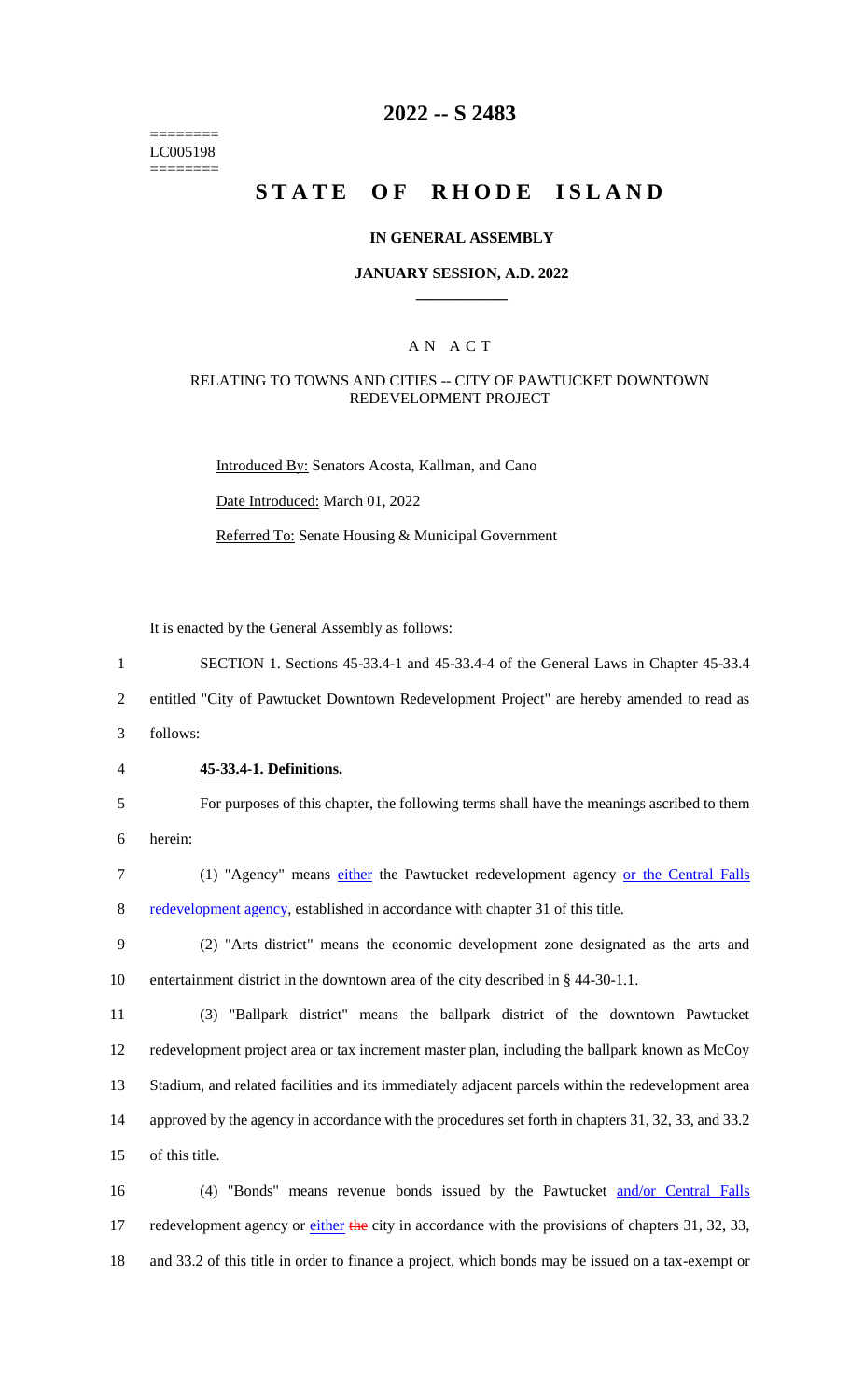========
LC005198
========

# 2022 -- S 2483

# STATE OF RHODE ISLAND

### IN GENERAL ASSEMBLY

### JANUARY SESSION, A.D. 2022

## A N A C T

### RELATING TO TOWNS AND CITIES -- CITY OF PAWTUCKET DOWNTOWN REDEVELOPMENT PROJECT

Introduced By: Senators Acosta, Kallman, and Cano

Date Introduced: March 01, 2022

Referred To: Senate Housing & Municipal Government

It is enacted by the General Assembly as follows:

1 SECTION 1. Sections 45-33.4-1 and 45-33.4-4 of the General Laws in Chapter 45-33.4
2 entitled "City of Pawtucket Downtown Redevelopment Project" are hereby amended to read as
3 follows:

4 **45-33.4-1. Definitions.**

5 For purposes of this chapter, the following terms shall have the meanings ascribed to them
6 herein:

7 (1) "Agency" means either the Pawtucket redevelopment agency or the Central Falls
8 redevelopment agency, established in accordance with chapter 31 of this title.

9 (2) "Arts district" means the economic development zone designated as the arts and
10 entertainment district in the downtown area of the city described in § 44-30-1.1.

11 (3) "Ballpark district" means the ballpark district of the downtown Pawtucket
12 redevelopment project area or tax increment master plan, including the ballpark known as McCoy
13 Stadium, and related facilities and its immediately adjacent parcels within the redevelopment area
14 approved by the agency in accordance with the procedures set forth in chapters 31, 32, 33, and 33.2
15 of this title.

16 (4) "Bonds" means revenue bonds issued by the Pawtucket and/or Central Falls
17 redevelopment agency or either ~~the~~ city in accordance with the provisions of chapters 31, 32, 33,
18 and 33.2 of this title in order to finance a project, which bonds may be issued on a tax-exempt or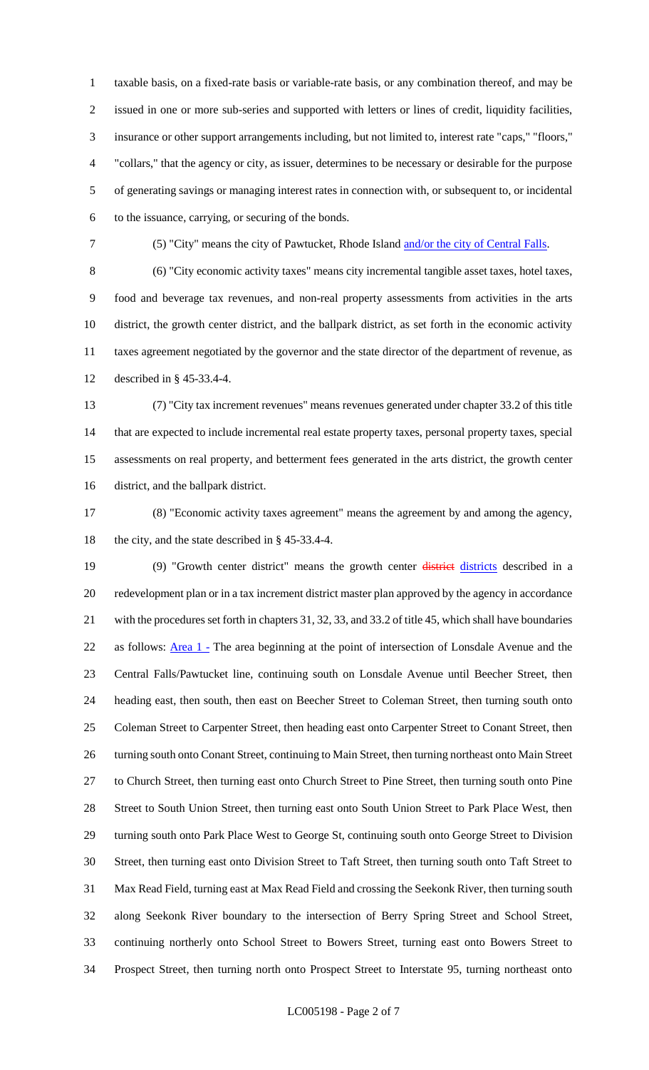taxable basis, on a fixed-rate basis or variable-rate basis, or any combination thereof, and may be issued in one or more sub-series and supported with letters or lines of credit, liquidity facilities, insurance or other support arrangements including, but not limited to, interest rate "caps," "floors," "collars," that the agency or city, as issuer, determines to be necessary or desirable for the purpose of generating savings or managing interest rates in connection with, or subsequent to, or incidental to the issuance, carrying, or securing of the bonds.

(5) "City" means the city of Pawtucket, Rhode Island and/or the city of Central Falls.

(6) "City economic activity taxes" means city incremental tangible asset taxes, hotel taxes, food and beverage tax revenues, and non-real property assessments from activities in the arts district, the growth center district, and the ballpark district, as set forth in the economic activity taxes agreement negotiated by the governor and the state director of the department of revenue, as described in § 45-33.4-4.

(7) "City tax increment revenues" means revenues generated under chapter 33.2 of this title that are expected to include incremental real estate property taxes, personal property taxes, special assessments on real property, and betterment fees generated in the arts district, the growth center district, and the ballpark district.

(8) "Economic activity taxes agreement" means the agreement by and among the agency, the city, and the state described in § 45-33.4-4.

(9) "Growth center district" means the growth center ~~district~~ districts described in a redevelopment plan or in a tax increment district master plan approved by the agency in accordance with the procedures set forth in chapters 31, 32, 33, and 33.2 of title 45, which shall have boundaries as follows: Area 1 - The area beginning at the point of intersection of Lonsdale Avenue and the Central Falls/Pawtucket line, continuing south on Lonsdale Avenue until Beecher Street, then heading east, then south, then east on Beecher Street to Coleman Street, then turning south onto Coleman Street to Carpenter Street, then heading east onto Carpenter Street to Conant Street, then turning south onto Conant Street, continuing to Main Street, then turning northeast onto Main Street to Church Street, then turning east onto Church Street to Pine Street, then turning south onto Pine Street to South Union Street, then turning east onto South Union Street to Park Place West, then turning south onto Park Place West to George St, continuing south onto George Street to Division Street, then turning east onto Division Street to Taft Street, then turning south onto Taft Street to Max Read Field, turning east at Max Read Field and crossing the Seekonk River, then turning south along Seekonk River boundary to the intersection of Berry Spring Street and School Street, continuing northerly onto School Street to Bowers Street, turning east onto Bowers Street to Prospect Street, then turning north onto Prospect Street to Interstate 95, turning northeast onto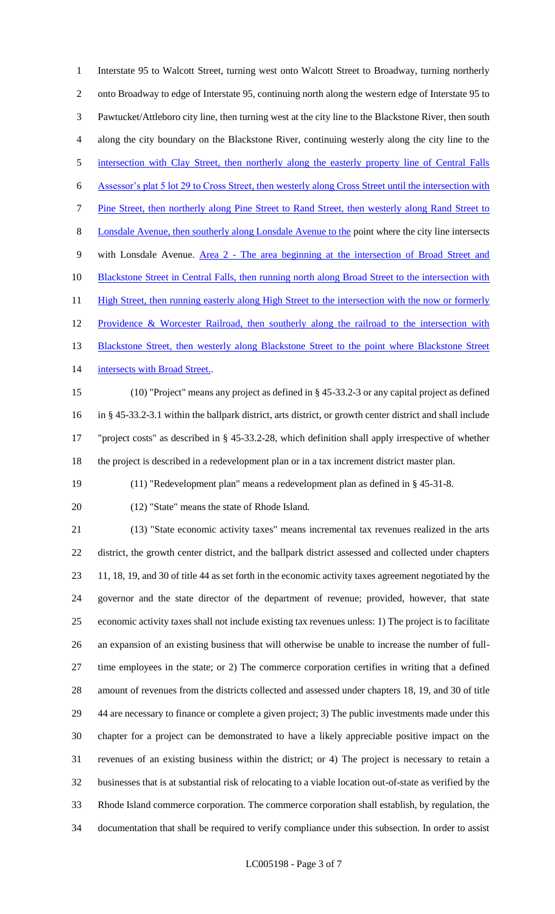Interstate 95 to Walcott Street, turning west onto Walcott Street to Broadway, turning northerly onto Broadway to edge of Interstate 95, continuing north along the western edge of Interstate 95 to Pawtucket/Attleboro city line, then turning west at the city line to the Blackstone River, then south along the city boundary on the Blackstone River, continuing westerly along the city line to the intersection with Clay Street, then northerly along the easterly property line of Central Falls Assessor's plat 5 lot 29 to Cross Street, then westerly along Cross Street until the intersection with Pine Street, then northerly along Pine Street to Rand Street, then westerly along Rand Street to Lonsdale Avenue, then southerly along Lonsdale Avenue to the point where the city line intersects with Lonsdale Avenue. Area 2 - The area beginning at the intersection of Broad Street and Blackstone Street in Central Falls, then running north along Broad Street to the intersection with High Street, then running easterly along High Street to the intersection with the now or formerly Providence & Worcester Railroad, then southerly along the railroad to the intersection with Blackstone Street, then westerly along Blackstone Street to the point where Blackstone Street intersects with Broad Street..

(10) "Project" means any project as defined in § 45-33.2-3 or any capital project as defined in § 45-33.2-3.1 within the ballpark district, arts district, or growth center district and shall include "project costs" as described in § 45-33.2-28, which definition shall apply irrespective of whether the project is described in a redevelopment plan or in a tax increment district master plan.

(11) "Redevelopment plan" means a redevelopment plan as defined in § 45-31-8.

(12) "State" means the state of Rhode Island.

(13) "State economic activity taxes" means incremental tax revenues realized in the arts district, the growth center district, and the ballpark district assessed and collected under chapters 11, 18, 19, and 30 of title 44 as set forth in the economic activity taxes agreement negotiated by the governor and the state director of the department of revenue; provided, however, that state economic activity taxes shall not include existing tax revenues unless: 1) The project is to facilitate an expansion of an existing business that will otherwise be unable to increase the number of full-time employees in the state; or 2) The commerce corporation certifies in writing that a defined amount of revenues from the districts collected and assessed under chapters 18, 19, and 30 of title 44 are necessary to finance or complete a given project; 3) The public investments made under this chapter for a project can be demonstrated to have a likely appreciable positive impact on the revenues of an existing business within the district; or 4) The project is necessary to retain a businesses that is at substantial risk of relocating to a viable location out-of-state as verified by the Rhode Island commerce corporation. The commerce corporation shall establish, by regulation, the documentation that shall be required to verify compliance under this subsection. In order to assist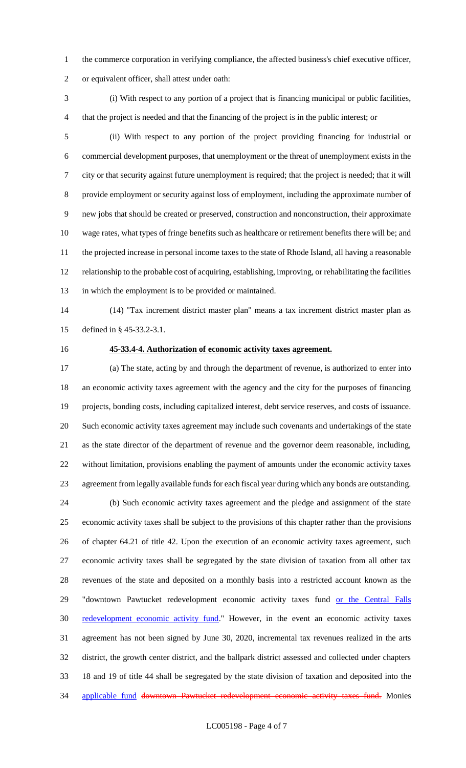the commerce corporation in verifying compliance, the affected business's chief executive officer, or equivalent officer, shall attest under oath:

(i) With respect to any portion of a project that is financing municipal or public facilities, that the project is needed and that the financing of the project is in the public interest; or

(ii) With respect to any portion of the project providing financing for industrial or commercial development purposes, that unemployment or the threat of unemployment exists in the city or that security against future unemployment is required; that the project is needed; that it will provide employment or security against loss of employment, including the approximate number of new jobs that should be created or preserved, construction and nonconstruction, their approximate wage rates, what types of fringe benefits such as healthcare or retirement benefits there will be; and the projected increase in personal income taxes to the state of Rhode Island, all having a reasonable relationship to the probable cost of acquiring, establishing, improving, or rehabilitating the facilities in which the employment is to be provided or maintained.

(14) "Tax increment district master plan" means a tax increment district master plan as defined in § 45-33.2-3.1.

**45-33.4-4. Authorization of economic activity taxes agreement.**

(a) The state, acting by and through the department of revenue, is authorized to enter into an economic activity taxes agreement with the agency and the city for the purposes of financing projects, bonding costs, including capitalized interest, debt service reserves, and costs of issuance. Such economic activity taxes agreement may include such covenants and undertakings of the state as the state director of the department of revenue and the governor deem reasonable, including, without limitation, provisions enabling the payment of amounts under the economic activity taxes agreement from legally available funds for each fiscal year during which any bonds are outstanding.

(b) Such economic activity taxes agreement and the pledge and assignment of the state economic activity taxes shall be subject to the provisions of this chapter rather than the provisions of chapter 64.21 of title 42. Upon the execution of an economic activity taxes agreement, such economic activity taxes shall be segregated by the state division of taxation from all other tax revenues of the state and deposited on a monthly basis into a restricted account known as the "downtown Pawtucket redevelopment economic activity taxes fund or the Central Falls redevelopment economic activity fund." However, in the event an economic activity taxes agreement has not been signed by June 30, 2020, incremental tax revenues realized in the arts district, the growth center district, and the ballpark district assessed and collected under chapters 18 and 19 of title 44 shall be segregated by the state division of taxation and deposited into the applicable fund ~~downtown Pawtucket redevelopment economic activity taxes fund.~~ Monies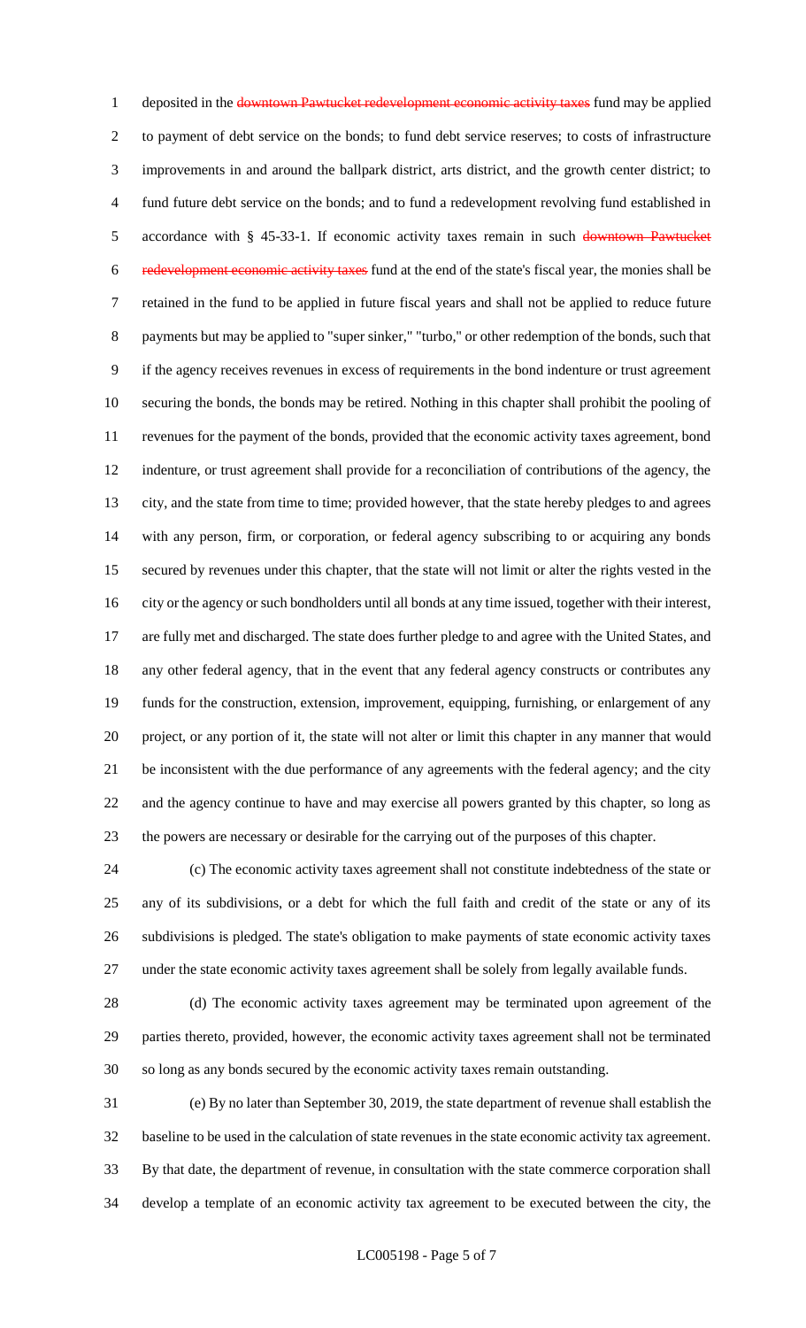deposited in the ~~downtown Pawtucket redevelopment economic activity taxes~~ fund may be applied to payment of debt service on the bonds; to fund debt service reserves; to costs of infrastructure improvements in and around the ballpark district, arts district, and the growth center district; to fund future debt service on the bonds; and to fund a redevelopment revolving fund established in accordance with § 45-33-1. If economic activity taxes remain in such ~~downtown Pawtucket redevelopment economic activity taxes~~ fund at the end of the state's fiscal year, the monies shall be retained in the fund to be applied in future fiscal years and shall not be applied to reduce future payments but may be applied to "super sinker," "turbo," or other redemption of the bonds, such that if the agency receives revenues in excess of requirements in the bond indenture or trust agreement securing the bonds, the bonds may be retired. Nothing in this chapter shall prohibit the pooling of revenues for the payment of the bonds, provided that the economic activity taxes agreement, bond indenture, or trust agreement shall provide for a reconciliation of contributions of the agency, the city, and the state from time to time; provided however, that the state hereby pledges to and agrees with any person, firm, or corporation, or federal agency subscribing to or acquiring any bonds secured by revenues under this chapter, that the state will not limit or alter the rights vested in the city or the agency or such bondholders until all bonds at any time issued, together with their interest, are fully met and discharged. The state does further pledge to and agree with the United States, and any other federal agency, that in the event that any federal agency constructs or contributes any funds for the construction, extension, improvement, equipping, furnishing, or enlargement of any project, or any portion of it, the state will not alter or limit this chapter in any manner that would be inconsistent with the due performance of any agreements with the federal agency; and the city and the agency continue to have and may exercise all powers granted by this chapter, so long as the powers are necessary or desirable for the carrying out of the purposes of this chapter.

(c) The economic activity taxes agreement shall not constitute indebtedness of the state or any of its subdivisions, or a debt for which the full faith and credit of the state or any of its subdivisions is pledged. The state's obligation to make payments of state economic activity taxes under the state economic activity taxes agreement shall be solely from legally available funds.

(d) The economic activity taxes agreement may be terminated upon agreement of the parties thereto, provided, however, the economic activity taxes agreement shall not be terminated so long as any bonds secured by the economic activity taxes remain outstanding.

(e) By no later than September 30, 2019, the state department of revenue shall establish the baseline to be used in the calculation of state revenues in the state economic activity tax agreement. By that date, the department of revenue, in consultation with the state commerce corporation shall develop a template of an economic activity tax agreement to be executed between the city, the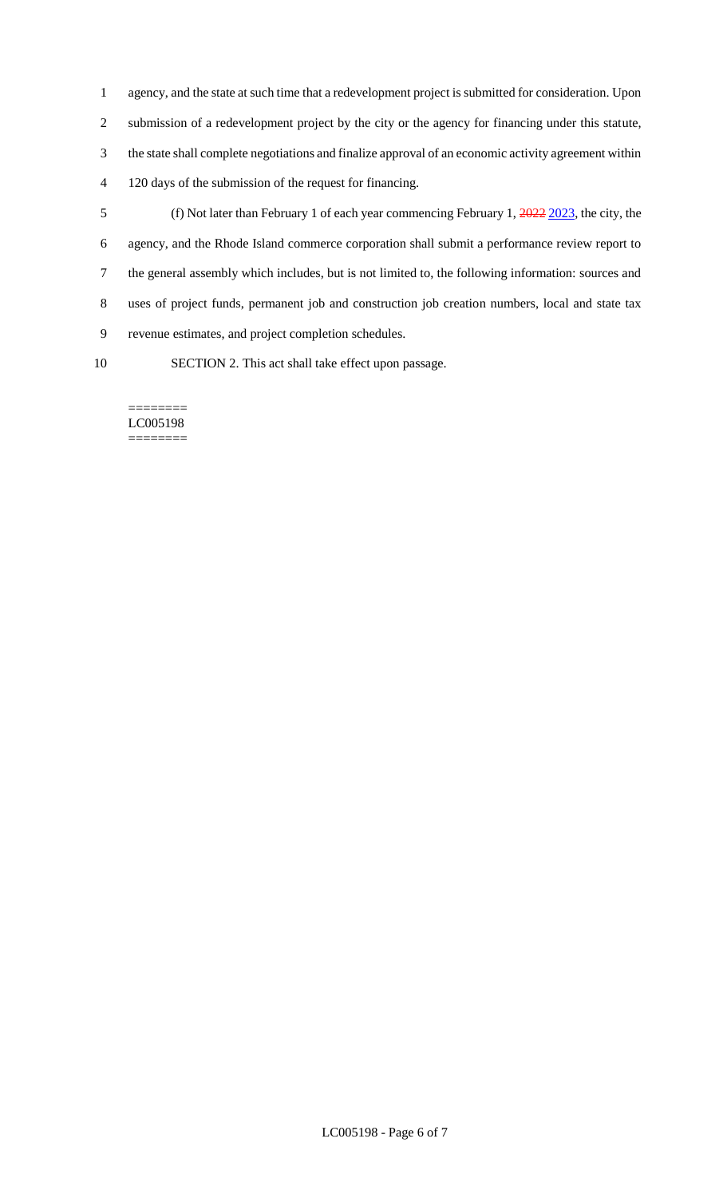agency, and the state at such time that a redevelopment project is submitted for consideration. Upon submission of a redevelopment project by the city or the agency for financing under this statute, the state shall complete negotiations and finalize approval of an economic activity agreement within 120 days of the submission of the request for financing.

(f) Not later than February 1 of each year commencing February 1, ~~2022~~ 2023, the city, the agency, and the Rhode Island commerce corporation shall submit a performance review report to the general assembly which includes, but is not limited to, the following information: sources and uses of project funds, permanent job and construction job creation numbers, local and state tax revenue estimates, and project completion schedules.

SECTION 2. This act shall take effect upon passage.

========
LC005198
========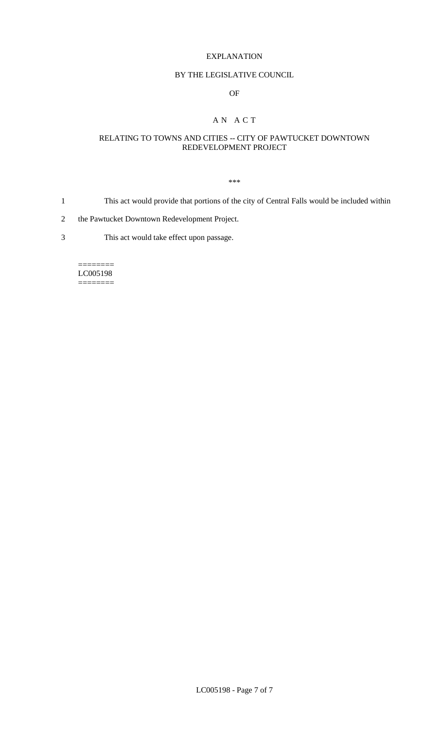EXPLANATION

BY THE LEGISLATIVE COUNCIL

OF

# A N A C T

RELATING TO TOWNS AND CITIES -- CITY OF PAWTUCKET DOWNTOWN REDEVELOPMENT PROJECT

***

1 This act would provide that portions of the city of Central Falls would be included within

2 the Pawtucket Downtown Redevelopment Project.

3 This act would take effect upon passage.

========
LC005198
========